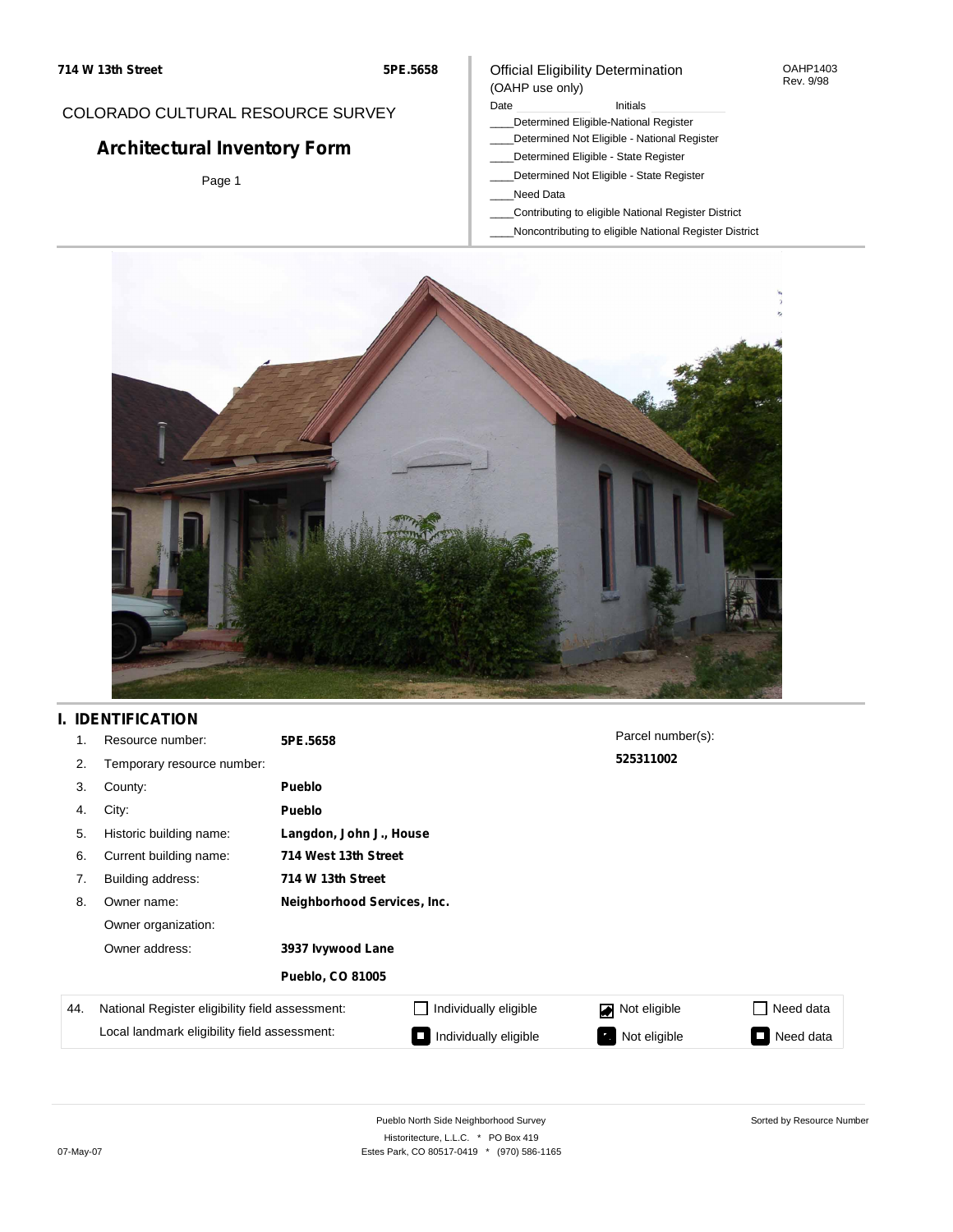714 W 13th Street 5PE.5658

COLORADO CULTURAL RESOURCE SURVEY

# Architectural Inventory Form

Official Eligibility Determination
(OAHP use only)

OAHP1403
Rev. 9/98

Date ______ Initials ______

____Determined Eligible-National Register
____Determined Not Eligible - National Register
____Determined Eligible - State Register
____Determined Not Eligible - State Register
____Need Data
____Contributing to eligible National Register District
____Noncontributing to eligible National Register District

## I. IDENTIFICATION

| | | |
|---|---|---|
| 1. | Resource number: | **5PE.5658** |
| 2. | Temporary resource number: | |
| 3. | County: | **Pueblo** |
| 4. | City: | **Pueblo** |
| 5. | Historic building name: | **Langdon, John J., House** |
| 6. | Current building name: | **714 West 13th Street** |
| 7. | Building address: | **714 W 13th Street** |
| 8. | Owner name: | **Neighborhood Services, Inc.** |
| | Owner organization: | |
| | Owner address: | **3937 Ivywood Lane** |
| | | **Pueblo, CO 81005** |

Parcel number(s):
**525311002**

| 44. | | | | |
|---|---|---|---|---|
| National Register eligibility field assessment: | ☐ Individually eligible | ☑ Not eligible | ☐ Need data |
| Local landmark eligibility field assessment: | ☐ Individually eligible | ☑ Not eligible | ☐ Need data |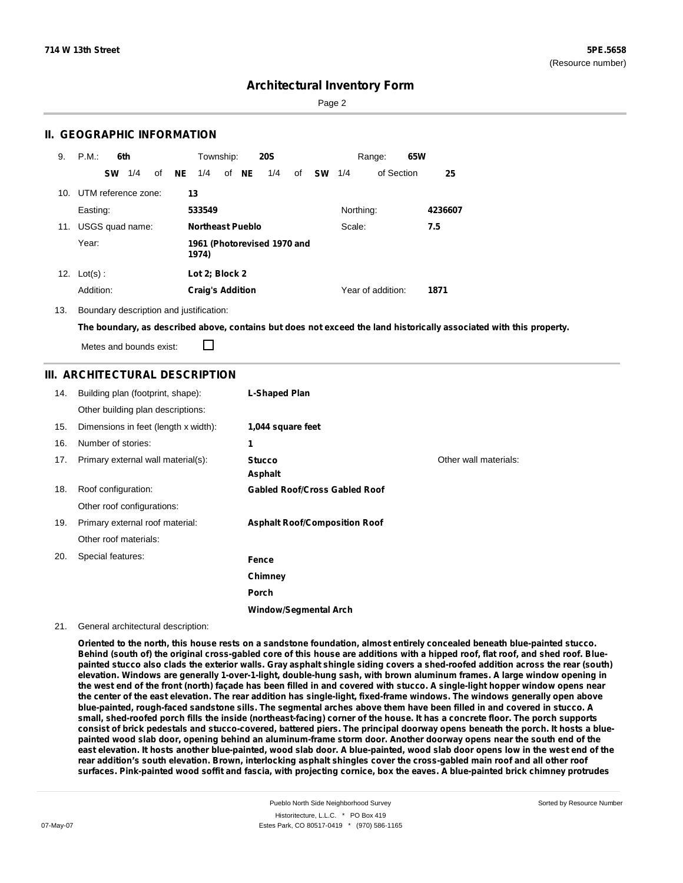## II. GEOGRAPHIC INFORMATION

9. P.M.: **6th** Township: **20S** Range: **65W**

**SW** 1/4 of **NE** 1/4 of **NE** 1/4 of **SW** 1/4 of Section **25**

10. UTM reference zone: **13**

Easting: **533549** Northing: **4236607**

11. USGS quad name: **Northeast Pueblo** Scale: **7.5**

Year: **1961 (Photorevised 1970 and 1974)**

12. Lot(s) : **Lot 2; Block 2**

Addition: **Craig's Addition** Year of addition: **1871**

13. Boundary description and justification:

**The boundary, as described above, contains but does not exceed the land historically associated with this property.**

Metes and bounds exist: ☐

## III. ARCHITECTURAL DESCRIPTION

14. Building plan (footprint, shape): **L-Shaped Plan**

Other building plan descriptions:

15. Dimensions in feet (length x width): **1,044 square feet**

16. Number of stories: **1**

17. Primary external wall material(s): **Stucco**, **Asphalt** Other wall materials:

18. Roof configuration: **Gabled Roof/Cross Gabled Roof**

Other roof configurations:

19. Primary external roof material: **Asphalt Roof/Composition Roof**

Other roof materials:

20. Special features:

**Fence**

**Chimney**

**Porch**

**Window/Segmental Arch**

21. General architectural description:

**Oriented to the north, this house rests on a sandstone foundation, almost entirely concealed beneath blue-painted stucco. Behind (south of) the original cross-gabled core of this house are additions with a hipped roof, flat roof, and shed roof. Blue-painted stucco also clads the exterior walls. Gray asphalt shingle siding covers a shed-roofed addition across the rear (south) elevation. Windows are generally 1-over-1-light, double-hung sash, with brown aluminum frames. A large window opening in the west end of the front (north) façade has been filled in and covered with stucco. A single-light hopper window opens near the center of the east elevation. The rear addition has single-light, fixed-frame windows. The windows generally open above blue-painted, rough-faced sandstone sills. The segmental arches above them have been filled in and covered in stucco. A small, shed-roofed porch fills the inside (northeast-facing) corner of the house. It has a concrete floor. The porch supports consist of brick pedestals and stucco-covered, battered piers. The principal doorway opens beneath the porch. It hosts a blue-painted wood slab door, opening behind an aluminum-frame storm door. Another doorway opens near the south end of the east elevation. It hosts another blue-painted, wood slab door. A blue-painted, wood slab door opens low in the west end of the rear addition's south elevation. Brown, interlocking asphalt shingles cover the cross-gabled main roof and all other roof surfaces. Pink-painted wood soffit and fascia, with projecting cornice, box the eaves. A blue-painted brick chimney protrudes**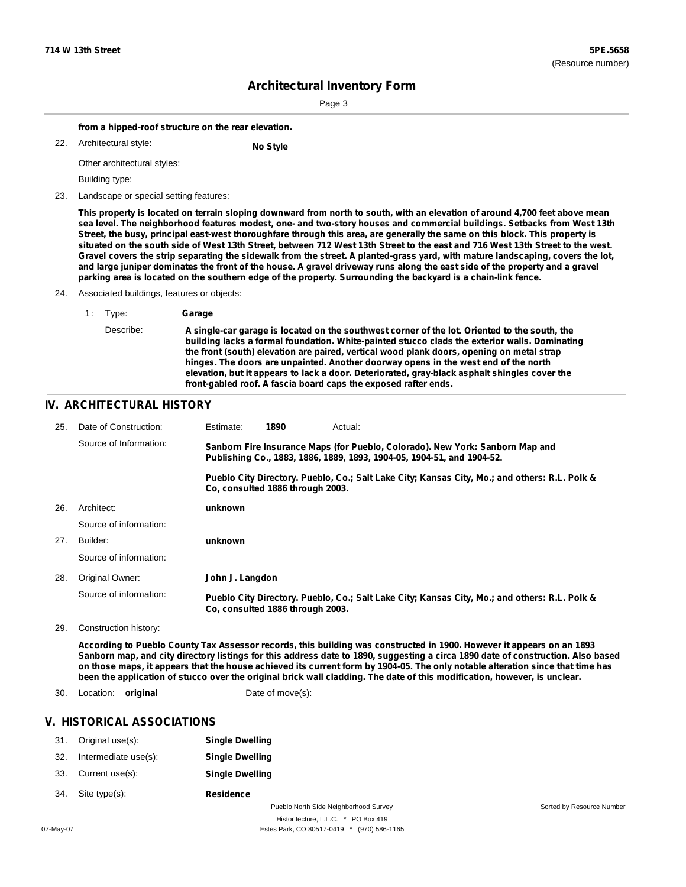**from a hipped-roof structure on the rear elevation.**

22. Architectural style: **No Style**

    Other architectural styles:

    Building type:

23. Landscape or special setting features:

    **This property is located on terrain sloping downward from north to south, with an elevation of around 4,700 feet above mean sea level. The neighborhood features modest, one- and two-story houses and commercial buildings. Setbacks from West 13th Street, the busy, principal east-west thoroughfare through this area, are generally the same on this block. This property is situated on the south side of West 13th Street, between 712 West 13th Street to the east and 716 West 13th Street to the west. Gravel covers the strip separating the sidewalk from the street. A planted-grass yard, with mature landscaping, covers the lot, and large juniper dominates the front of the house. A gravel driveway runs along the east side of the property and a gravel parking area is located on the southern edge of the property. Surrounding the backyard is a chain-link fence.**

24. Associated buildings, features or objects:

    1 : Type: **Garage**

    Describe: **A single-car garage is located on the southwest corner of the lot. Oriented to the south, the building lacks a formal foundation. White-painted stucco clads the exterior walls. Dominating the front (south) elevation are paired, vertical wood plank doors, opening on metal strap hinges. The doors are unpainted. Another doorway opens in the west end of the north elevation, but it appears to lack a door. Deteriorated, gray-black asphalt shingles cover the front-gabled roof. A fascia board caps the exposed rafter ends.**

## IV. ARCHITECTURAL HISTORY

25. Date of Construction: Estimate: **1890** Actual:

    Source of Information: **Sanborn Fire Insurance Maps (for Pueblo, Colorado). New York: Sanborn Map and Publishing Co., 1883, 1886, 1889, 1893, 1904-05, 1904-51, and 1904-52.**

    **Pueblo City Directory. Pueblo, Co.; Salt Lake City; Kansas City, Mo.; and others: R.L. Polk & Co, consulted 1886 through 2003.**

26. Architect: **unknown**

    Source of information:

27. Builder: **unknown**

    Source of information:

28. Original Owner: **John J. Langdon**

    Source of information: **Pueblo City Directory. Pueblo, Co.; Salt Lake City; Kansas City, Mo.; and others: R.L. Polk & Co, consulted 1886 through 2003.**

29. Construction history:

    **According to Pueblo County Tax Assessor records, this building was constructed in 1900. However it appears on an 1893 Sanborn map, and city directory listings for this address date to 1890, suggesting a circa 1890 date of construction. Also based on those maps, it appears that the house achieved its current form by 1904-05. The only notable alteration since that time has been the application of stucco over the original brick wall cladding. The date of this modification, however, is unclear.**

30. Location: **original** Date of move(s):

## V. HISTORICAL ASSOCIATIONS

31. Original use(s): **Single Dwelling**
32. Intermediate use(s): **Single Dwelling**
33. Current use(s): **Single Dwelling**
34. Site type(s): **Residence**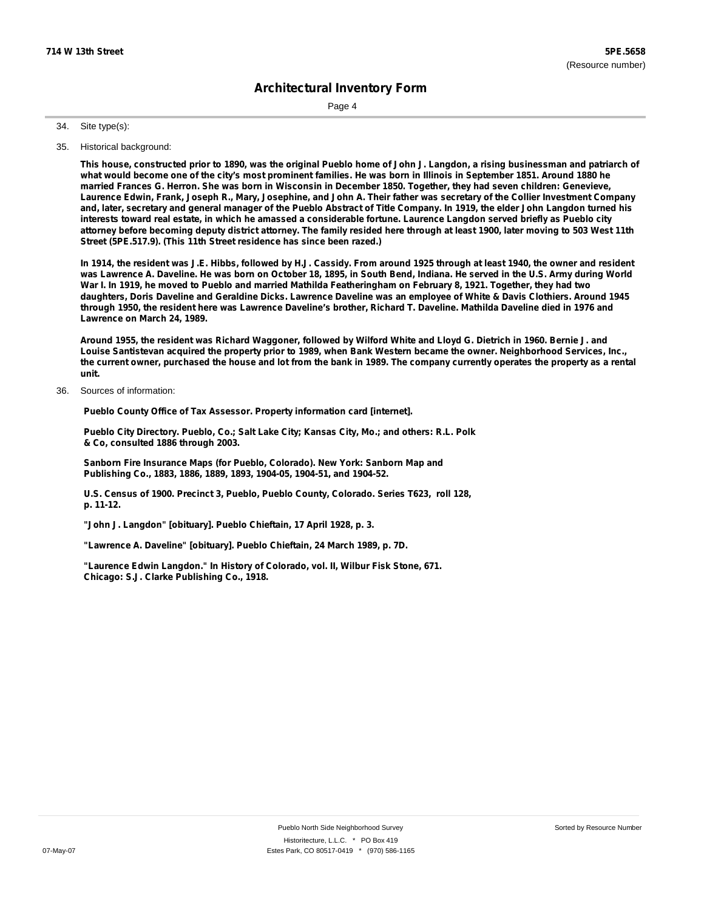34. Site type(s):

35. Historical background:

**This house, constructed prior to 1890, was the original Pueblo home of John J. Langdon, a rising businessman and patriarch of what would become one of the city's most prominent families. He was born in Illinois in September 1851. Around 1880 he married Frances G. Herron. She was born in Wisconsin in December 1850. Together, they had seven children: Genevieve, Laurence Edwin, Frank, Joseph R., Mary, Josephine, and John A. Their father was secretary of the Collier Investment Company and, later, secretary and general manager of the Pueblo Abstract of Title Company. In 1919, the elder John Langdon turned his interests toward real estate, in which he amassed a considerable fortune. Laurence Langdon served briefly as Pueblo city attorney before becoming deputy district attorney. The family resided here through at least 1900, later moving to 503 West 11th Street (5PE.517.9). (This 11th Street residence has since been razed.)**

**In 1914, the resident was J.E. Hibbs, followed by H.J. Cassidy. From around 1925 through at least 1940, the owner and resident was Lawrence A. Daveline. He was born on October 18, 1895, in South Bend, Indiana. He served in the U.S. Army during World War I. In 1919, he moved to Pueblo and married Mathilda Featheringham on February 8, 1921. Together, they had two daughters, Doris Daveline and Geraldine Dicks. Lawrence Daveline was an employee of White & Davis Clothiers. Around 1945 through 1950, the resident here was Lawrence Daveline's brother, Richard T. Daveline. Mathilda Daveline died in 1976 and Lawrence on March 24, 1989.**

**Around 1955, the resident was Richard Waggoner, followed by Wilford White and Lloyd G. Dietrich in 1960. Bernie J. and Louise Santistevan acquired the property prior to 1989, when Bank Western became the owner. Neighborhood Services, Inc., the current owner, purchased the house and lot from the bank in 1989. The company currently operates the property as a rental unit.**

36. Sources of information:

**Pueblo County Office of Tax Assessor. Property information card [internet].**

**Pueblo City Directory. Pueblo, Co.; Salt Lake City; Kansas City, Mo.; and others: R.L. Polk & Co, consulted 1886 through 2003.**

**Sanborn Fire Insurance Maps (for Pueblo, Colorado). New York: Sanborn Map and Publishing Co., 1883, 1886, 1889, 1893, 1904-05, 1904-51, and 1904-52.**

**U.S. Census of 1900. Precinct 3, Pueblo, Pueblo County, Colorado. Series T623, roll 128, p. 11-12.**

**"John J. Langdon" [obituary]. Pueblo Chieftain, 17 April 1928, p. 3.**

**"Lawrence A. Daveline" [obituary]. Pueblo Chieftain, 24 March 1989, p. 7D.**

**"Laurence Edwin Langdon." In History of Colorado, vol. II, Wilbur Fisk Stone, 671. Chicago: S.J. Clarke Publishing Co., 1918.**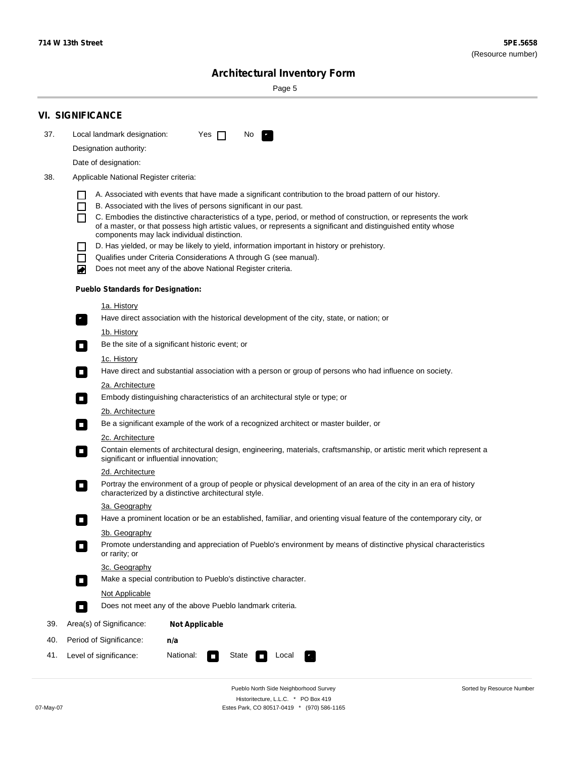## VI. SIGNIFICANCE

37. Local landmark designation: Yes ☐ No ☑

Designation authority:

Date of designation:

38. Applicable National Register criteria:

- ☐ A. Associated with events that have made a significant contribution to the broad pattern of our history.
- ☐ B. Associated with the lives of persons significant in our past.
- ☐ C. Embodies the distinctive characteristics of a type, period, or method of construction, or represents the work of a master, or that possess high artistic values, or represents a significant and distinguished entity whose components may lack individual distinction.
- ☐ D. Has yielded, or may be likely to yield, information important in history or prehistory.
- ☐ Qualifies under Criteria Considerations A through G (see manual).
- ☑ Does not meet any of the above National Register criteria.

**Pueblo Standards for Designation:**

1a. History
☑ Have direct association with the historical development of the city, state, or nation; or

1b. History
☐ Be the site of a significant historic event; or

1c. History
☐ Have direct and substantial association with a person or group of persons who had influence on society.

2a. Architecture
☐ Embody distinguishing characteristics of an architectural style or type; or

2b. Architecture
☐ Be a significant example of the work of a recognized architect or master builder, or

2c. Architecture
☐ Contain elements of architectural design, engineering, materials, craftsmanship, or artistic merit which represent a significant or influential innovation;

2d. Architecture
☐ Portray the environment of a group of people or physical development of an area of the city in an era of history characterized by a distinctive architectural style.

3a. Geography
☐ Have a prominent location or be an established, familiar, and orienting visual feature of the contemporary city, or

3b. Geography
☐ Promote understanding and appreciation of Pueblo's environment by means of distinctive physical characteristics or rarity; or

3c. Geography
☐ Make a special contribution to Pueblo's distinctive character.

Not Applicable
☐ Does not meet any of the above Pueblo landmark criteria.

39. Area(s) of Significance: **Not Applicable**

40. Period of Significance: **n/a**

41. Level of significance: National: ☐ State ☐ Local ☑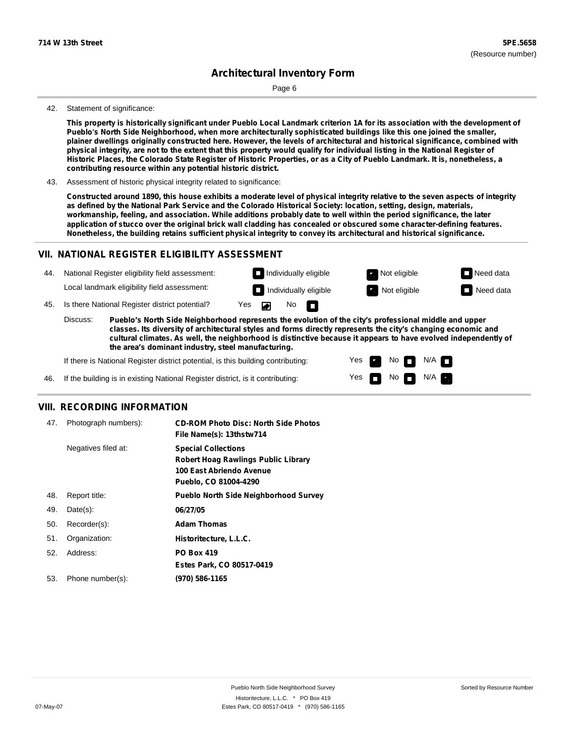**714 W 13th Street** | **5PE.5658** (Resource number)

# Architectural Inventory Form

42. Statement of significance:

**This property is historically significant under Pueblo Local Landmark criterion 1A for its association with the development of Pueblo's North Side Neighborhood, when more architecturally sophisticated buildings like this one joined the smaller, plainer dwellings originally constructed here. However, the levels of architectural and historical significance, combined with physical integrity, are not to the extent that this property would qualify for individual listing in the National Register of Historic Places, the Colorado State Register of Historic Properties, or as a City of Pueblo Landmark. It is, nonetheless, a contributing resource within any potential historic district.**

43. Assessment of historic physical integrity related to significance:

**Constructed around 1890, this house exhibits a moderate level of physical integrity relative to the seven aspects of integrity as defined by the National Park Service and the Colorado Historical Society: location, setting, design, materials, workmanship, feeling, and association. While additions probably date to well within the period significance, the later application of stucco over the original brick wall cladding has concealed or obscured some character-defining features. Nonetheless, the building retains sufficient physical integrity to convey its architectural and historical significance.**

## VII. NATIONAL REGISTER ELIGIBILITY ASSESSMENT

44. National Register eligibility field assessment: ☐ Individually eligible ☑ Not eligible ☐ Need data

Local landmark eligibility field assessment: ☐ Individually eligible ☑ Not eligible ☐ Need data

45. Is there National Register district potential? Yes ☑ No ☐

Discuss: **Pueblo's North Side Neighborhood represents the evolution of the city's professional middle and upper classes. Its diversity of architectural styles and forms directly represents the city's changing economic and cultural climates. As well, the neighborhood is distinctive because it appears to have evolved independently of the area's dominant industry, steel manufacturing.**

If there is National Register district potential, is this building contributing: Yes ☑ No ☐ N/A ☐

46. If the building is in existing National Register district, is it contributing: Yes ☐ No ☐ N/A ☑

## VIII. RECORDING INFORMATION

47. Photograph numbers): **CD-ROM Photo Disc: North Side Photos**
**File Name(s): 13thstw714**

Negatives filed at: **Special Collections**
**Robert Hoag Rawlings Public Library**
**100 East Abriendo Avenue**
**Pueblo, CO 81004-4290**

48. Report title: **Pueblo North Side Neighborhood Survey**

49. Date(s): **06/27/05**

50. Recorder(s): **Adam Thomas**

51. Organization: **Historitecture, L.L.C.**

52. Address: **PO Box 419**
**Estes Park, CO 80517-0419**

53. Phone number(s): **(970) 586-1165**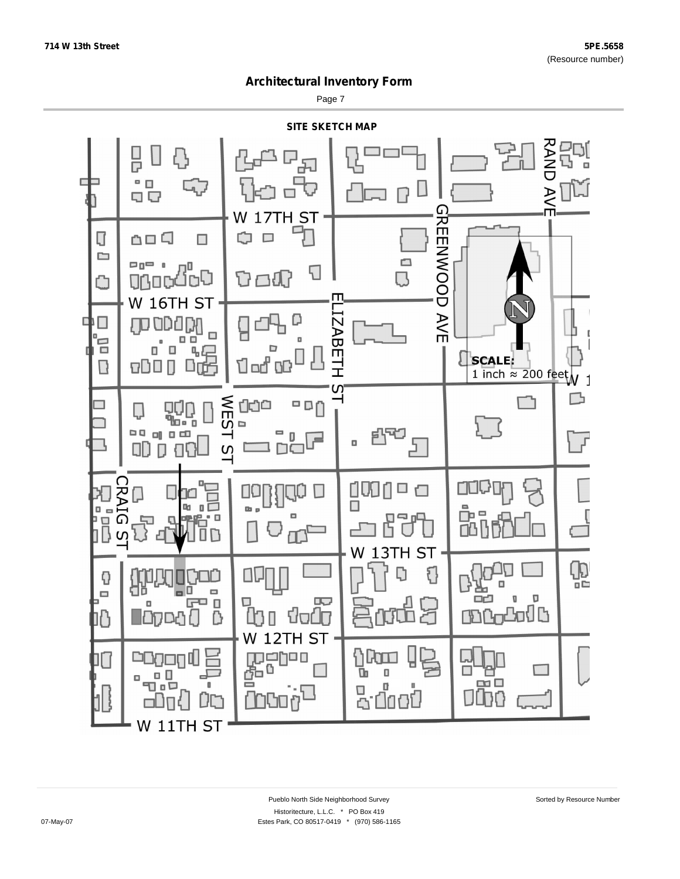714 W 13th Street

5PE.5658
(Resource number)

# Architectural Inventory Form

## SITE SKETCH MAP

W 17TH ST

W 16TH ST

W 13TH ST

W 12TH ST

W 11TH ST

RAND AVE

GREENWOOD AVE

ELIZABETH ST

WEST ST

CRAIG ST

N

SCALE:
1 inch ≈ 200 feet

Pueblo North Side Neighborhood Survey

Historitecture, L.L.C. * PO Box 419
Estes Park, CO 80517-0419 * (970) 586-1165

07-May-07

Sorted by Resource Number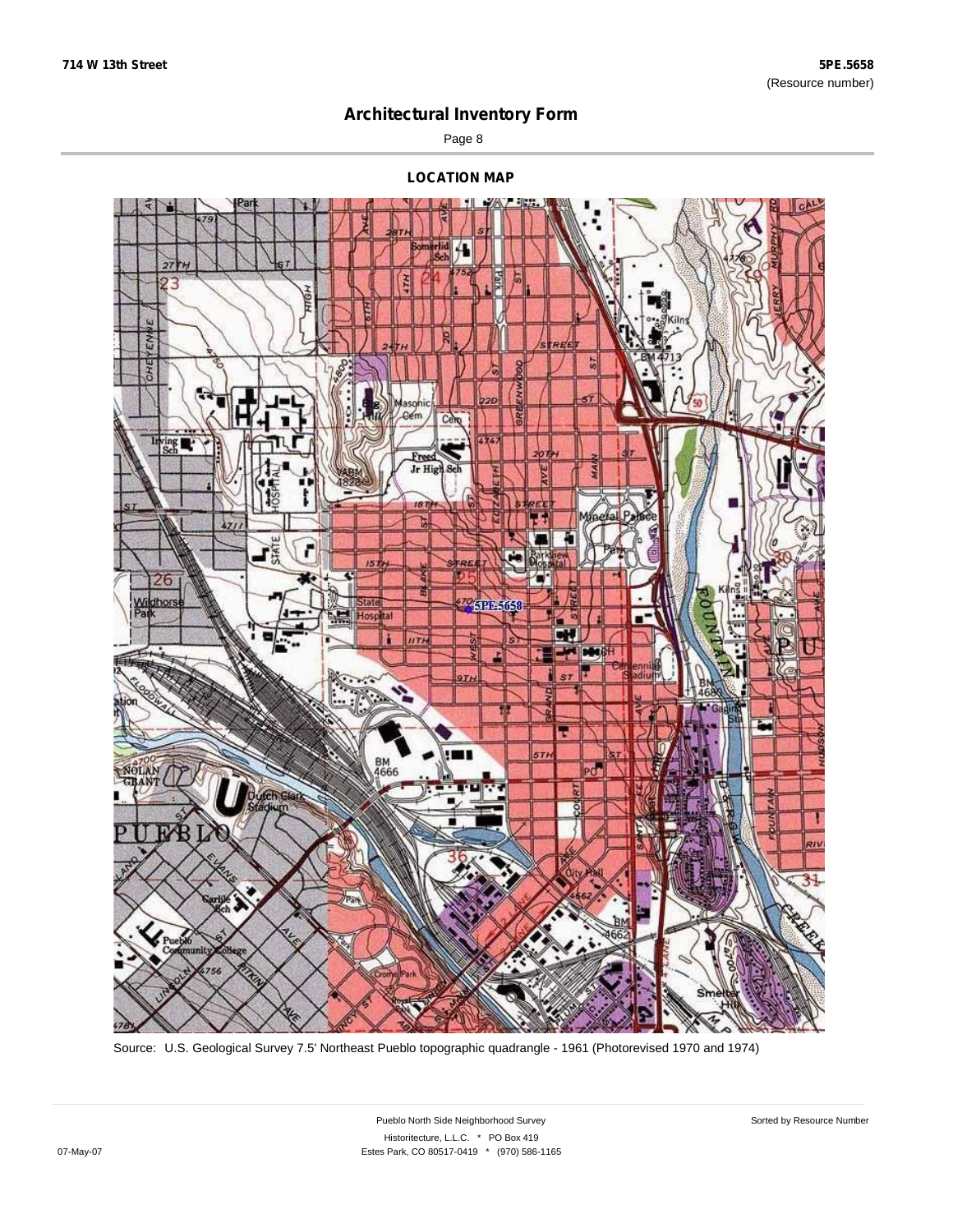714 W 13th Street

5PE.5658
(Resource number)

# Architectural Inventory Form

## LOCATION MAP

Source: U.S. Geological Survey 7.5' Northeast Pueblo topographic quadrangle - 1961 (Photorevised 1970 and 1974)

Pueblo North Side Neighborhood Survey

Historitecture, L.L.C. * PO Box 419

Estes Park, CO 80517-0419 * (970) 586-1165

07-May-07

Sorted by Resource Number